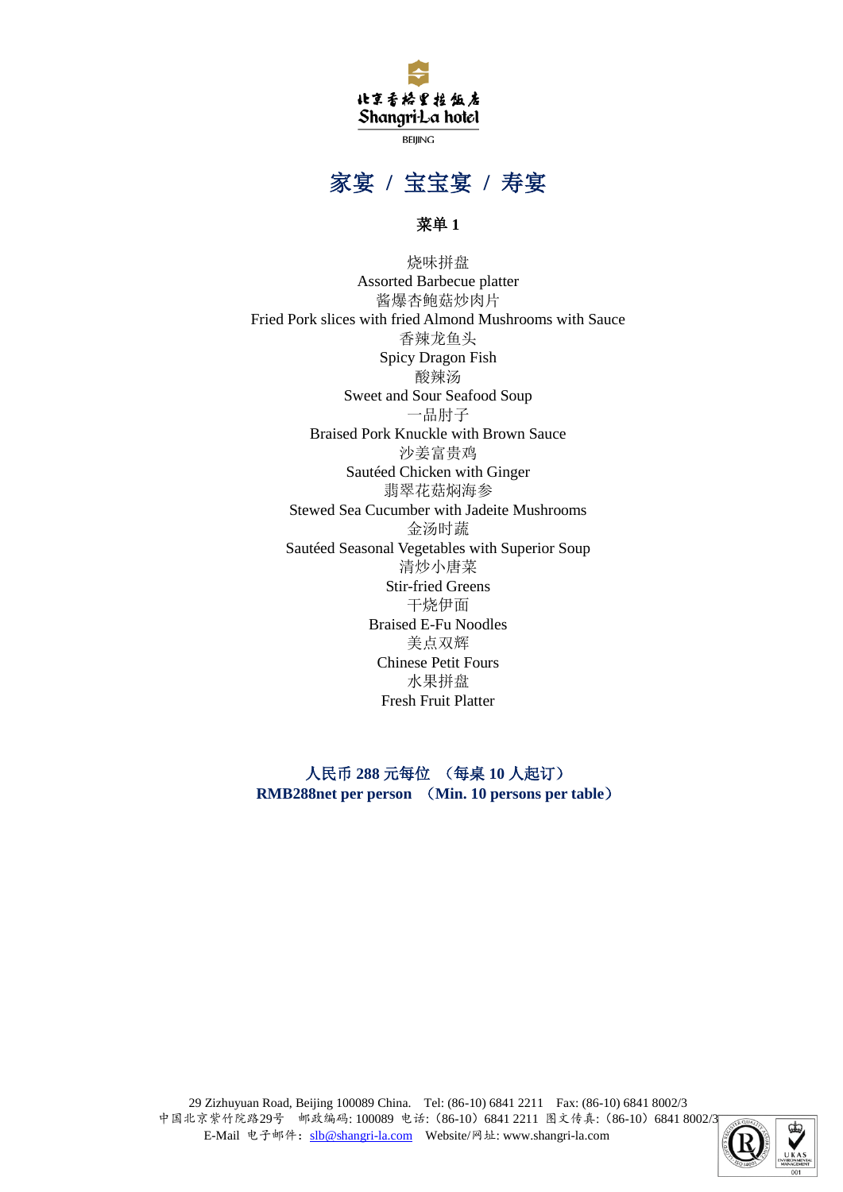北京香格里拉饭店
Shangri-La hotel
BEIJING

# 家宴 / 宝宝宴 / 寿宴

**菜单 1**

烧味拼盘
Assorted Barbecue platter
酱爆杏鲍菇炒肉片
Fried Pork slices with fried Almond Mushrooms with Sauce
香辣龙鱼头
Spicy Dragon Fish
酸辣汤
Sweet and Sour Seafood Soup
一品肘子
Braised Pork Knuckle with Brown Sauce
沙姜富贵鸡
Sautéed Chicken with Ginger
翡翠花菇焖海参
Stewed Sea Cucumber with Jadeite Mushrooms
金汤时蔬
Sautéed Seasonal Vegetables with Superior Soup
清炒小唐菜
Stir-fried Greens
干烧伊面
Braised E-Fu Noodles
美点双辉
Chinese Petit Fours
水果拼盘
Fresh Fruit Platter

**人民币 288 元每位 （每桌 10 人起订）**
**RMB288net per person （Min. 10 persons per table）**

29 Zizhuyuan Road, Beijing 100089 China. Tel: (86-10) 6841 2211 Fax: (86-10) 6841 8002/3
中国北京紫竹院路29号 邮政编码: 100089 电话:（86-10）6841 2211 图文传真:（86-10）6841 8002/3
E-Mail 电子邮件: slb@shangri-la.com Website/网址: www.shangri-la.com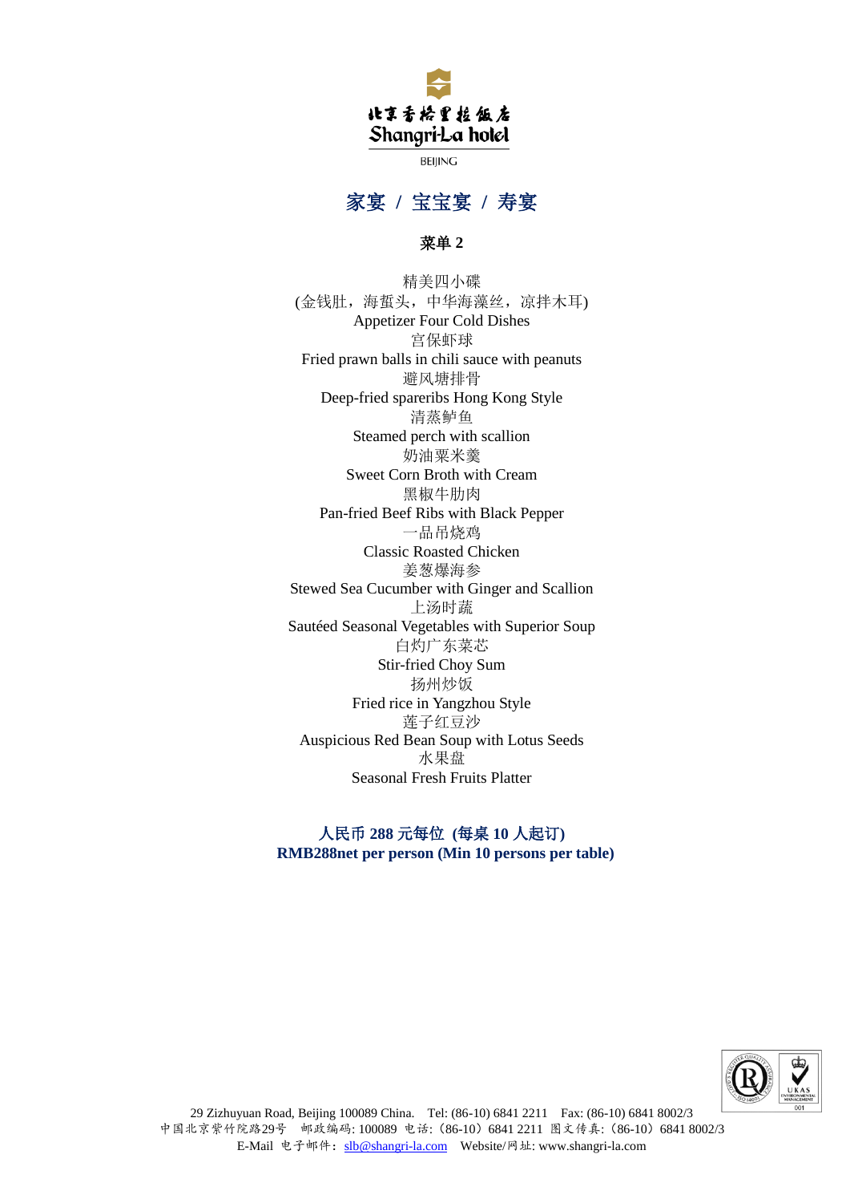北京香格里拉饭店
Shangri-La hotel
BEIJING

# 家宴 / 宝宝宴 / 寿宴

## 菜单 2

精美四小碟
(金钱肚，海蜇头，中华海藻丝，凉拌木耳)
Appetizer Four Cold Dishes
宫保虾球
Fried prawn balls in chili sauce with peanuts
避风塘排骨
Deep-fried spareribs Hong Kong Style
清蒸鲈鱼
Steamed perch with scallion
奶油粟米羹
Sweet Corn Broth with Cream
黑椒牛肋肉
Pan-fried Beef Ribs with Black Pepper
一品吊烧鸡
Classic Roasted Chicken
姜葱爆海参
Stewed Sea Cucumber with Ginger and Scallion
上汤时蔬
Sautéed Seasonal Vegetables with Superior Soup
白灼广东菜芯
Stir-fried Choy Sum
扬州炒饭
Fried rice in Yangzhou Style
莲子红豆沙
Auspicious Red Bean Soup with Lotus Seeds
水果盘
Seasonal Fresh Fruits Platter

**人民币 288 元每位 (每桌 10 人起订)**
**RMB288net per person (Min 10 persons per table)**

29 Zizhuyuan Road, Beijing 100089 China.  Tel: (86-10) 6841 2211  Fax: (86-10) 6841 8002/3
中国北京紫竹院路29号  邮政编码: 100089 电话:（86-10）6841 2211 图文传真:（86-10）6841 8002/3
E-Mail 电子邮件：slb@shangri-la.com  Website/网址: www.shangri-la.com